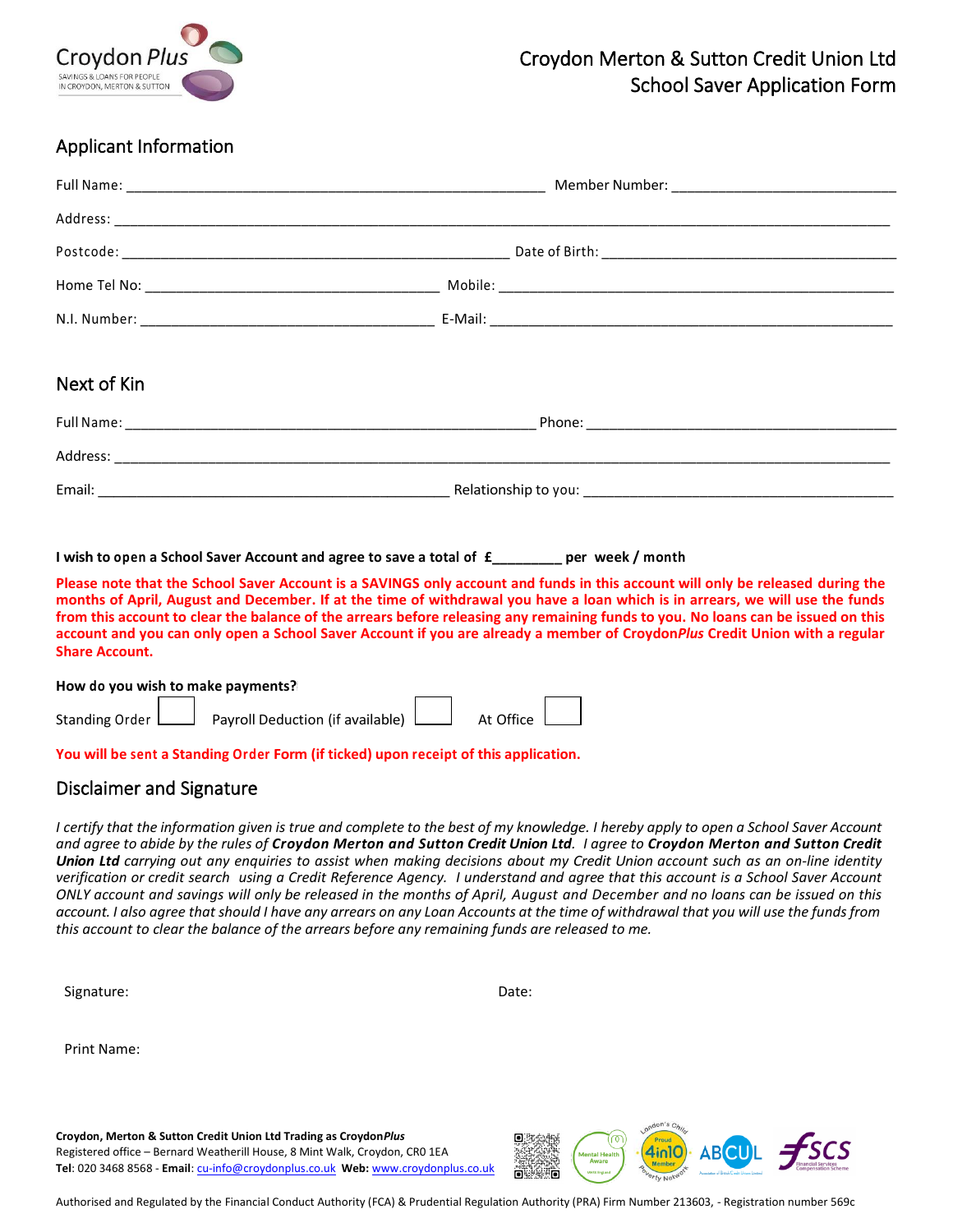Croydon *Plus*
SAVINGS & LOANS FOR PEOPLE IN CROYDON, MERTON & SUTTON

# Croydon Merton & Sutton Credit Union Ltd
# School Saver Application Form

## Applicant Information

Full Name: ______________________________________________ Member Number: _________________________

Address: ____________________________________________________________________________________

Postcode: ___________________________________________ Date of Birth: ________________________________

Home Tel No: ________________________________ Mobile: ____________________________________________

N.I. Number: ________________________________ E-Mail: ____________________________________________

## Next of Kin

Full Name: ______________________________________________ Phone: ___________________________________

Address: ____________________________________________________________________________________

Email: _______________________________________ Relationship to you: __________________________________

**I wish to open a School Saver Account and agree to save a total of £_________ per week / month**

**Please note that the School Saver Account is a SAVINGS only account and funds in this account will only be released during the months of April, August and December. If at the time of withdrawal you have a loan which is in arrears, we will use the funds from this account to clear the balance of the arrears before releasing any remaining funds to you. No loans can be issued on this account and you can only open a School Saver Account if you are already a member of Croydon*Plus* Credit Union with a regular Share Account.**

**How do you wish to make payments?**

Standing Order ☐ Payroll Deduction (if available) ☐ At Office ☐

**You will be sent a Standing Order Form (if ticked) upon receipt of this application.**

## Disclaimer and Signature

*I certify that the information given is true and complete to the best of my knowledge. I hereby apply to open a School Saver Account and agree to abide by the rules of **Croydon Merton and Sutton Credit Union Ltd**. I agree to **Croydon Merton and Sutton Credit Union Ltd** carrying out any enquiries to assist when making decisions about my Credit Union account such as an on-line identity verification or credit search using a Credit Reference Agency. I understand and agree that this account is a School Saver Account ONLY account and savings will only be released in the months of April, August and December and no loans can be issued on this account. I also agree that should I have any arrears on any Loan Accounts at the time of withdrawal that you will use the funds from this account to clear the balance of the arrears before any remaining funds are released to me.*

Signature: Date:

Print Name:

**Croydon, Merton & Sutton Credit Union Ltd Trading as Croydon*Plus***
Registered office – Bernard Weatherill House, 8 Mint Walk, Croydon, CR0 1EA
**Tel**: 020 3468 8568 - **Email**: cu-info@croydonplus.co.uk **Web:** www.croydonplus.co.uk

Authorised and Regulated by the Financial Conduct Authority (FCA) & Prudential Regulation Authority (PRA) Firm Number 213603, - Registration number 569c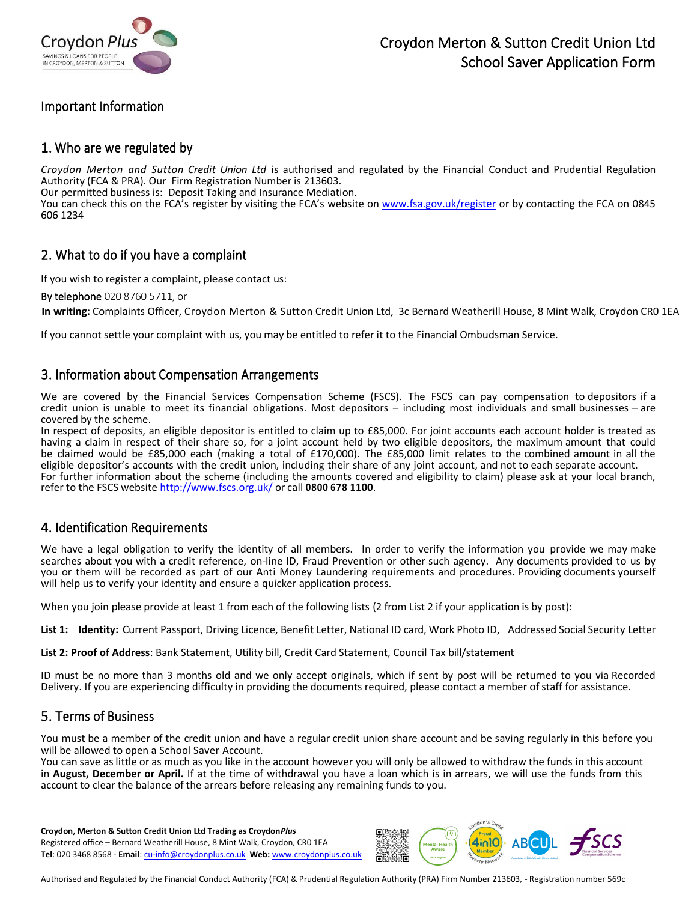Croydon Plus
SAVINGS & LOANS FOR PEOPLE IN CROYDON, MERTON & SUTTON

Croydon Merton & Sutton Credit Union Ltd
School Saver Application Form

# Important Information

## 1. Who are we regulated by

*Croydon Merton and Sutton Credit Union Ltd* is authorised and regulated by the Financial Conduct and Prudential Regulation Authority (FCA & PRA). Our Firm Registration Number is 213603.
Our permitted business is: Deposit Taking and Insurance Mediation.
You can check this on the FCA's register by visiting the FCA's website on www.fsa.gov.uk/register or by contacting the FCA on 0845 606 1234

## 2. What to do if you have a complaint

If you wish to register a complaint, please contact us:

By telephone 020 8760 5711, or

**In writing:** Complaints Officer, Croydon Merton & Sutton Credit Union Ltd, 3c Bernard Weatherill House, 8 Mint Walk, Croydon CR0 1EA

If you cannot settle your complaint with us, you may be entitled to refer it to the Financial Ombudsman Service.

## 3. Information about Compensation Arrangements

We are covered by the Financial Services Compensation Scheme (FSCS). The FSCS can pay compensation to depositors if a credit union is unable to meet its financial obligations. Most depositors – including most individuals and small businesses – are covered by the scheme.
In respect of deposits, an eligible depositor is entitled to claim up to £85,000. For joint accounts each account holder is treated as having a claim in respect of their share so, for a joint account held by two eligible depositors, the maximum amount that could be claimed would be £85,000 each (making a total of £170,000). The £85,000 limit relates to the combined amount in all the eligible depositor's accounts with the credit union, including their share of any joint account, and not to each separate account.
For further information about the scheme (including the amounts covered and eligibility to claim) please ask at your local branch, refer to the FSCS website http://www.fscs.org.uk/ or call **0800 678 1100**.

## 4. Identification Requirements

We have a legal obligation to verify the identity of all members. In order to verify the information you provide we may make searches about you with a credit reference, on-line ID, Fraud Prevention or other such agency. Any documents provided to us by you or them will be recorded as part of our Anti Money Laundering requirements and procedures. Providing documents yourself will help us to verify your identity and ensure a quicker application process.

When you join please provide at least 1 from each of the following lists (2 from List 2 if your application is by post):

**List 1: Identity:** Current Passport, Driving Licence, Benefit Letter, National ID card, Work Photo ID, Addressed Social Security Letter

**List 2: Proof of Address**: Bank Statement, Utility bill, Credit Card Statement, Council Tax bill/statement

ID must be no more than 3 months old and we only accept originals, which if sent by post will be returned to you via Recorded Delivery. If you are experiencing difficulty in providing the documents required, please contact a member of staff for assistance.

## 5. Terms of Business

You must be a member of the credit union and have a regular credit union share account and be saving regularly in this before you will be allowed to open a School Saver Account.
You can save as little or as much as you like in the account however you will only be allowed to withdraw the funds in this account in **August, December or April.** If at the time of withdrawal you have a loan which is in arrears, we will use the funds from this account to clear the balance of the arrears before releasing any remaining funds to you.

**Croydon, Merton & Sutton Credit Union Ltd Trading as Croydon*Plus***
Registered office – Bernard Weatherill House, 8 Mint Walk, Croydon, CR0 1EA
**Tel**: 020 3468 8568 - **Email**: cu-info@croydonplus.co.uk **Web:** www.croydonplus.co.uk

Authorised and Regulated by the Financial Conduct Authority (FCA) & Prudential Regulation Authority (PRA) Firm Number 213603, - Registration number 569c